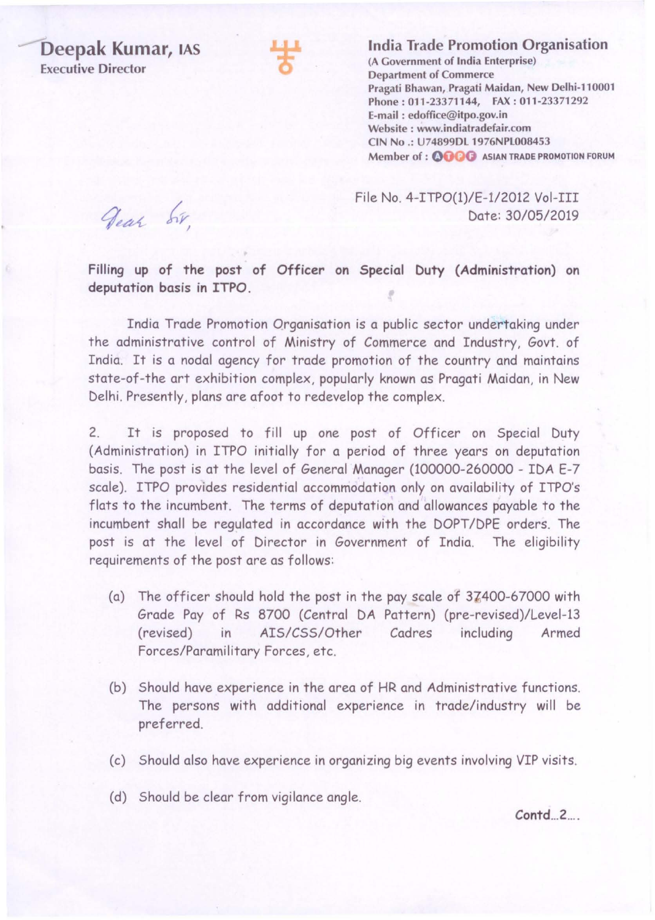**Deepak Kumar, IAS**
Executive Director

**India Trade Promotion Organisation**
(A Government of India Enterprise)
Department of Commerce
Pragati Bhawan, Pragati Maidan, New Delhi-110001
Phone : 011-23371144, FAX : 011-23371292
E-mail : edoffice@itpo.gov.in
Website : www.indiatradefair.com
CIN No .: U74899DL 1976NPL008453
Member of : ATPF ASIAN TRADE PROMOTION FORUM

File No. 4-ITPO(1)/E-1/2012 Vol-III
Date: 30/05/2019

Dear Sir,

**Filling up of the post of Officer on Special Duty (Administration) on deputation basis in ITPO.**

India Trade Promotion Organisation is a public sector undertaking under the administrative control of Ministry of Commerce and Industry, Govt. of India. It is a nodal agency for trade promotion of the country and maintains state-of-the art exhibition complex, popularly known as Pragati Maidan, in New Delhi. Presently, plans are afoot to redevelop the complex.

2. It is proposed to fill up one post of Officer on Special Duty (Administration) in ITPO initially for a period of three years on deputation basis. The post is at the level of General Manager (100000-260000 - IDA E-7 scale). ITPO provides residential accommodation only on availability of ITPO's flats to the incumbent. The terms of deputation and allowances payable to the incumbent shall be regulated in accordance with the DOPT/DPE orders. The post is at the level of Director in Government of India. The eligibility requirements of the post are as follows:

(a) The officer should hold the post in the pay scale of 37400-67000 with Grade Pay of Rs 8700 (Central DA Pattern) (pre-revised)/Level-13 (revised) in AIS/CSS/Other Cadres including Armed Forces/Paramilitary Forces, etc.

(b) Should have experience in the area of HR and Administrative functions. The persons with additional experience in trade/industry will be preferred.

(c) Should also have experience in organizing big events involving VIP visits.

(d) Should be clear from vigilance angle.

Contd...2....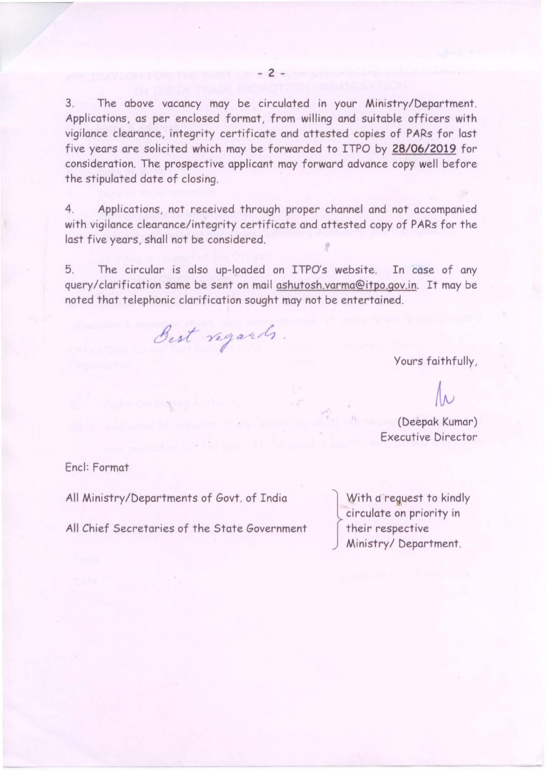3. The above vacancy may be circulated in your Ministry/Department. Applications, as per enclosed format, from willing and suitable officers with vigilance clearance, integrity certificate and attested copies of PARs for last five years are solicited which may be forwarded to ITPO by **28/06/2019** for consideration. The prospective applicant may forward advance copy well before the stipulated date of closing.

4. Applications, not received through proper channel and not accompanied with vigilance clearance/integrity certificate and attested copy of PARs for the last five years, shall not be considered.

5. The circular is also up-loaded on ITPO's website. In case of any query/clarification same be sent on mail ashutosh.varma@itpo.gov.in. It may be noted that telephonic clarification sought may not be entertained.

*Best regards.*

Yours faithfully,

(Deepak Kumar)
Executive Director

Encl: Format

All Ministry/Departments of Govt. of India

All Chief Secretaries of the State Government

With a request to kindly circulate on priority in their respective Ministry/ Department.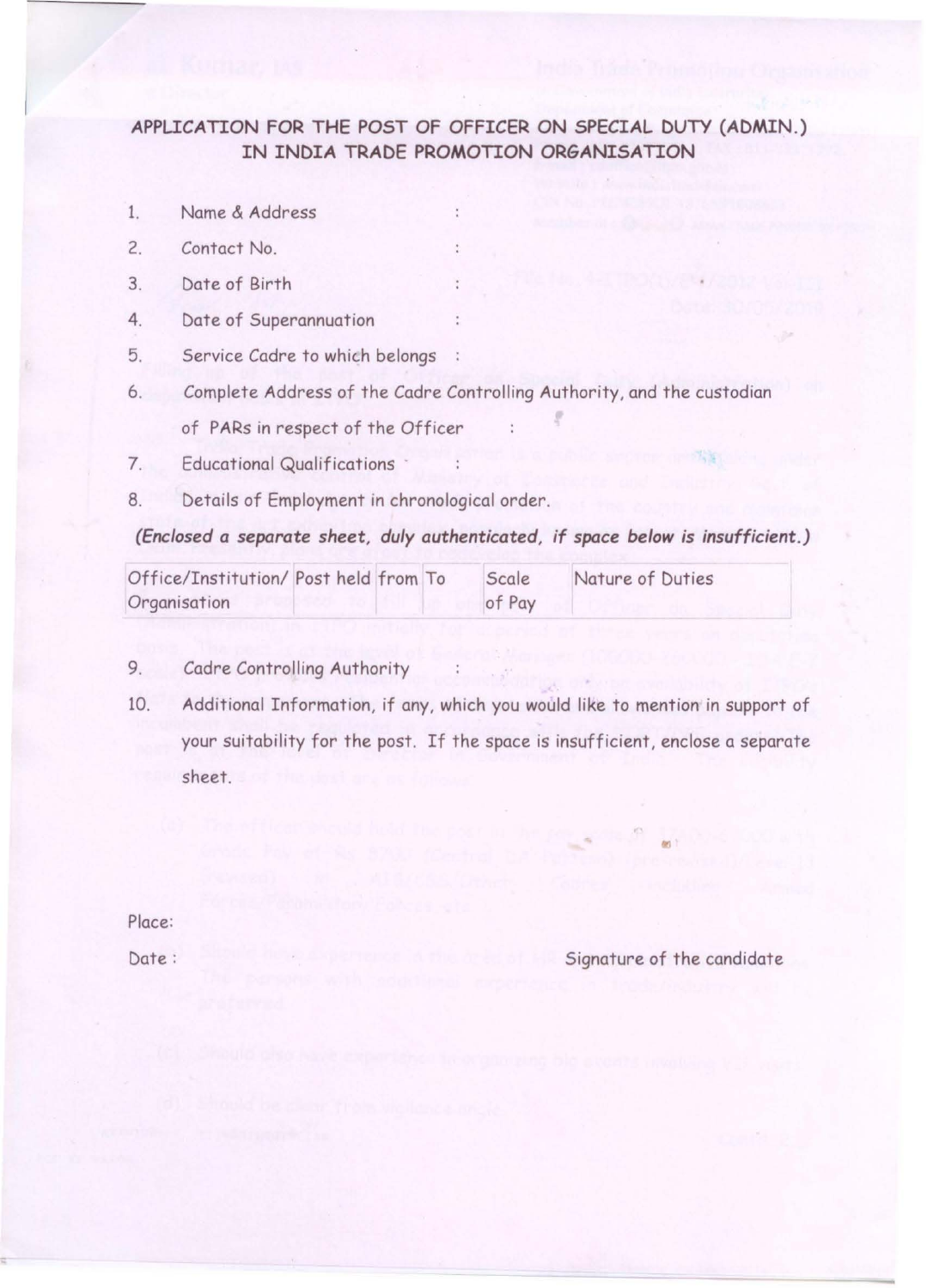APPLICATION FOR THE POST OF OFFICER ON SPECIAL DUTY (ADMIN.)
IN INDIA TRADE PROMOTION ORGANISATION

1. Name & Address :
2. Contact No. :
3. Date of Birth :
4. Date of Superannuation :
5. Service Cadre to which belongs :
6. Complete Address of the Cadre Controlling Authority, and the custodian of PARs in respect of the Officer :
7. Educational Qualifications :
8. Details of Employment in chronological order.

*(Enclosed a separate sheet, duly authenticated, if space below is insufficient.)*

| Office/Institution/ Organisation | Post held | from | To | Scale of Pay | Nature of Duties |
|---|---|---|---|---|---|

9. Cadre Controlling Authority :
10. Additional Information, if any, which you would like to mention in support of your suitability for the post. If the space is insufficient, enclose a separate sheet.

Place:

Date : Signature of the candidate